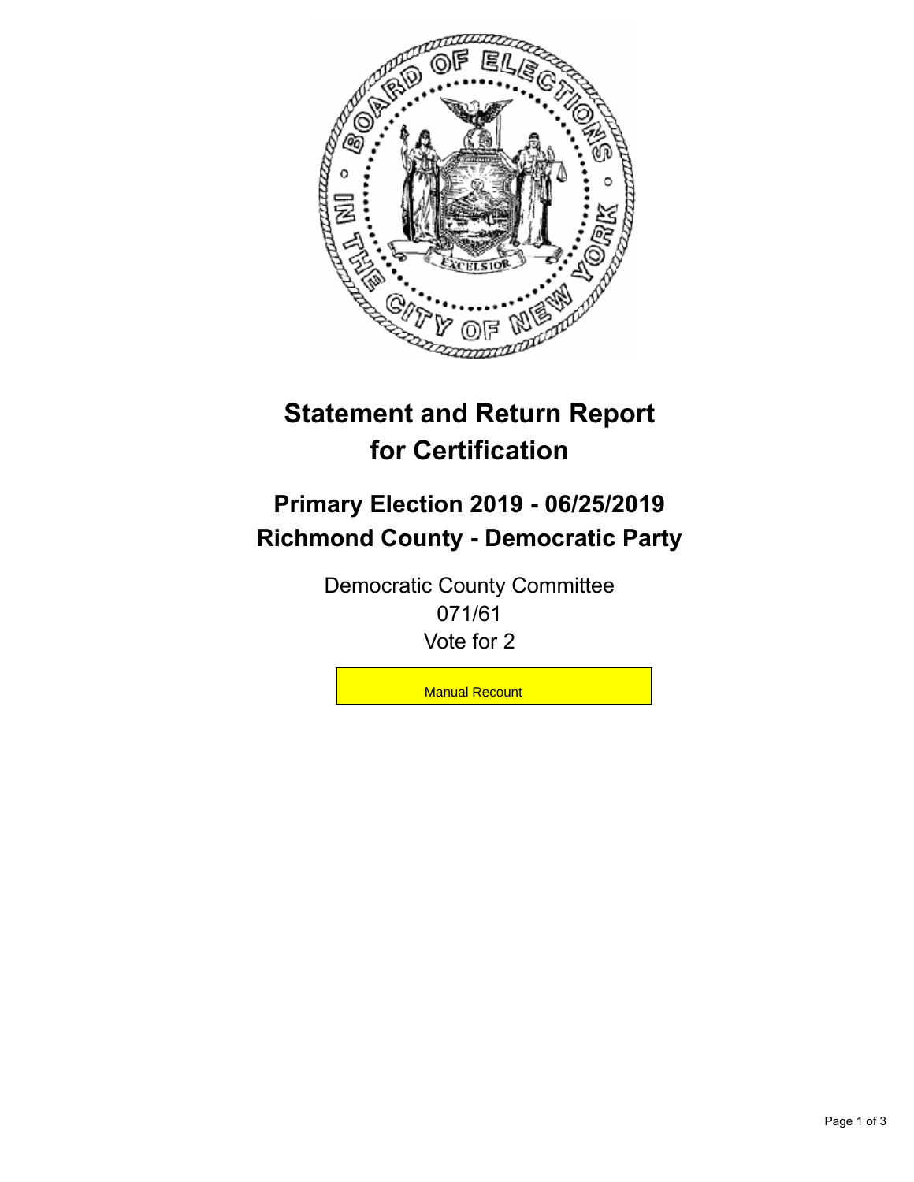# Statement and Return Report for Certification

## Primary Election 2019 - 06/25/2019
## Richmond County - Democratic Party

Democratic County Committee
071/61
Vote for 2

Manual Recount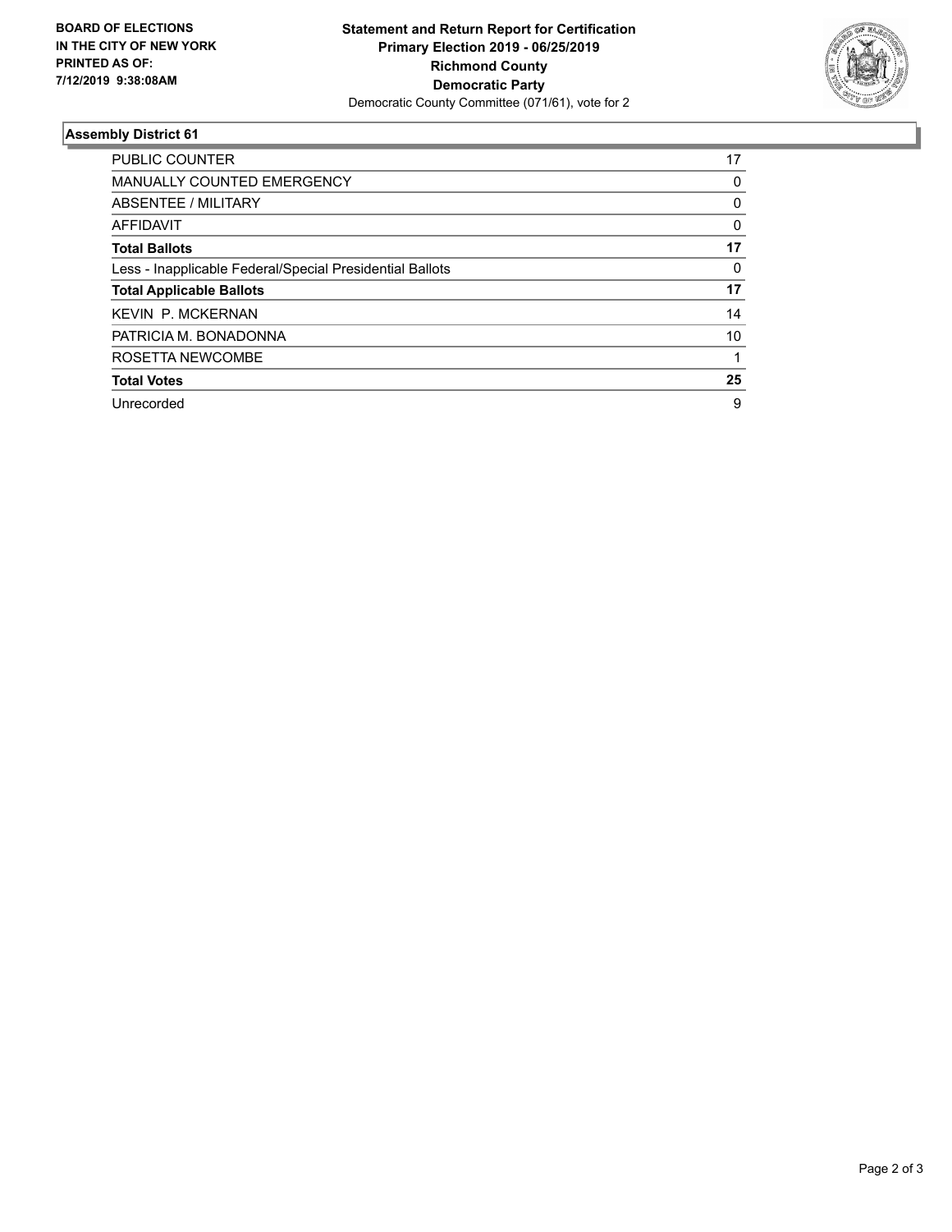**BOARD OF ELECTIONS IN THE CITY OF NEW YORK PRINTED AS OF: 7/12/2019 9:38:08AM**

**Statement and Return Report for Certification**
**Primary Election 2019 - 06/25/2019**
**Richmond County**
**Democratic Party**
Democratic County Committee (071/61), vote for 2

## Assembly District 61

| | |
|---|---|
| PUBLIC COUNTER | 17 |
| MANUALLY COUNTED EMERGENCY | 0 |
| ABSENTEE / MILITARY | 0 |
| AFFIDAVIT | 0 |
| **Total Ballots** | **17** |
| Less - Inapplicable Federal/Special Presidential Ballots | 0 |
| **Total Applicable Ballots** | **17** |
| KEVIN P. MCKERNAN | 14 |
| PATRICIA M. BONADONNA | 10 |
| ROSETTA NEWCOMBE | 1 |
| **Total Votes** | **25** |
| Unrecorded | 9 |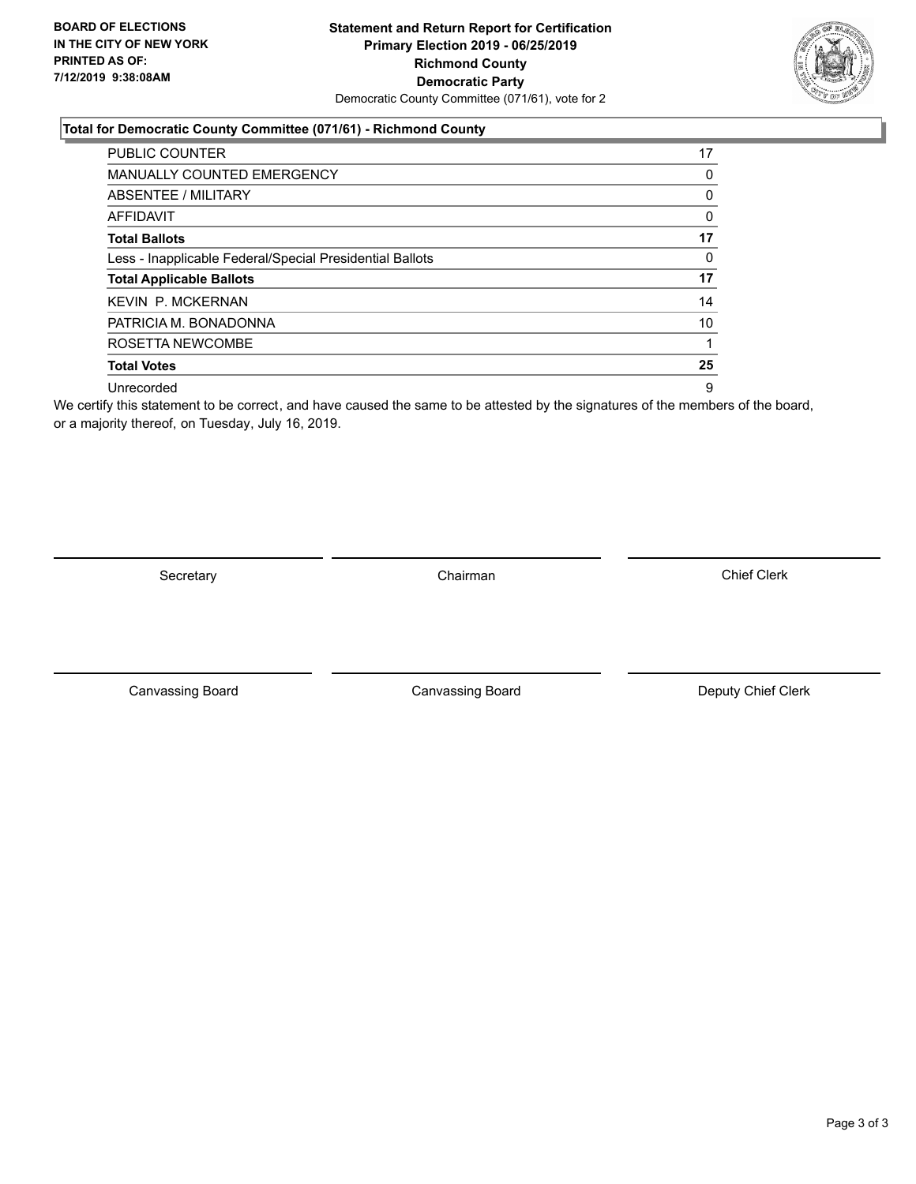**BOARD OF ELECTIONS**
**IN THE CITY OF NEW YORK**
**PRINTED AS OF:**
**7/12/2019 9:38:08AM**

**Statement and Return Report for Certification**
**Primary Election 2019 - 06/25/2019**
**Richmond County**
**Democratic Party**
Democratic County Committee (071/61), vote for 2

### Total for Democratic County Committee (071/61) - Richmond County

| | |
|---|---|
| PUBLIC COUNTER | 17 |
| MANUALLY COUNTED EMERGENCY | 0 |
| ABSENTEE / MILITARY | 0 |
| AFFIDAVIT | 0 |
| **Total Ballots** | **17** |
| Less - Inapplicable Federal/Special Presidential Ballots | 0 |
| **Total Applicable Ballots** | **17** |
| KEVIN P. MCKERNAN | 14 |
| PATRICIA M. BONADONNA | 10 |
| ROSETTA NEWCOMBE | 1 |
| **Total Votes** | **25** |
| Unrecorded | 9 |

We certify this statement to be correct, and have caused the same to be attested by the signatures of the members of the board, or a majority thereof, on Tuesday, July 16, 2019.

Secretary

Chairman

Chief Clerk

Canvassing Board

Canvassing Board

Deputy Chief Clerk